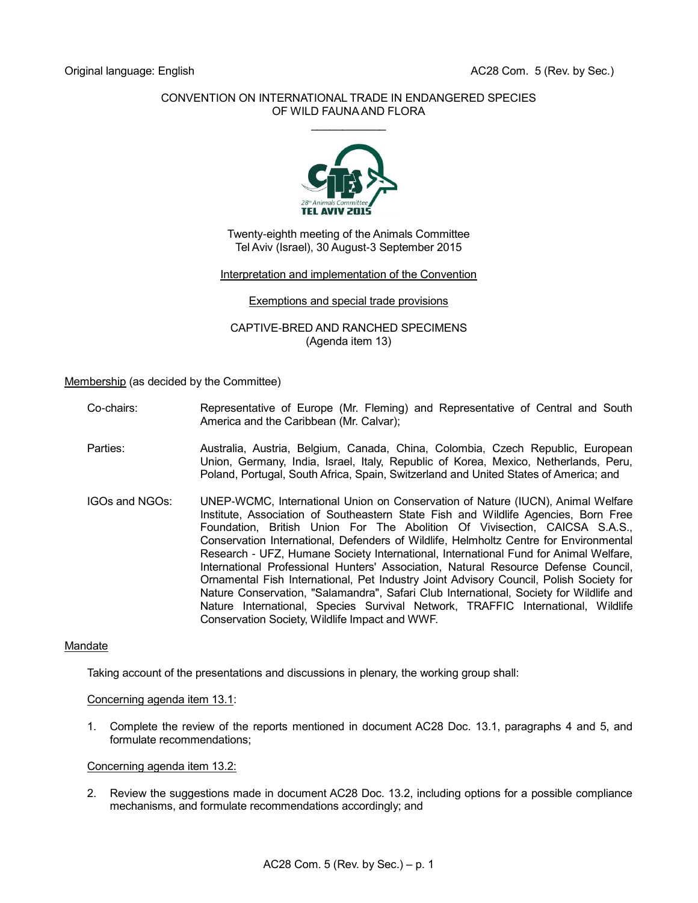Original language: English

AC28 Com. 5 (Rev. by Sec.)

CONVENTION ON INTERNATIONAL TRADE IN ENDANGERED SPECIES
OF WILD FAUNA AND FLORA

\_\_\_\_\_\_\_\_\_\_\_\_\_\_\_\_\_\_\_\_

Twenty-eighth meeting of the Animals Committee
Tel Aviv (Israel), 30 August-3 September 2015

Interpretation and implementation of the Convention

Exemptions and special trade provisions

CAPTIVE-BRED AND RANCHED SPECIMENS
(Agenda item 13)

Membership (as decided by the Committee)

Co-chairs: Representative of Europe (Mr. Fleming) and Representative of Central and South America and the Caribbean (Mr. Calvar);

Parties: Australia, Austria, Belgium, Canada, China, Colombia, Czech Republic, European Union, Germany, India, Israel, Italy, Republic of Korea, Mexico, Netherlands, Peru, Poland, Portugal, South Africa, Spain, Switzerland and United States of America; and

IGOs and NGOs: UNEP-WCMC, International Union on Conservation of Nature (IUCN), Animal Welfare Institute, Association of Southeastern State Fish and Wildlife Agencies, Born Free Foundation, British Union For The Abolition Of Vivisection, CAICSA S.A.S., Conservation International, Defenders of Wildlife, Helmholtz Centre for Environmental Research - UFZ, Humane Society International, International Fund for Animal Welfare, International Professional Hunters' Association, Natural Resource Defense Council, Ornamental Fish International, Pet Industry Joint Advisory Council, Polish Society for Nature Conservation, "Salamandra", Safari Club International, Society for Wildlife and Nature International, Species Survival Network, TRAFFIC International, Wildlife Conservation Society, Wildlife Impact and WWF.

Mandate

Taking account of the presentations and discussions in plenary, the working group shall:

Concerning agenda item 13.1:

1. Complete the review of the reports mentioned in document AC28 Doc. 13.1, paragraphs 4 and 5, and formulate recommendations;

Concerning agenda item 13.2:

2. Review the suggestions made in document AC28 Doc. 13.2, including options for a possible compliance mechanisms, and formulate recommendations accordingly; and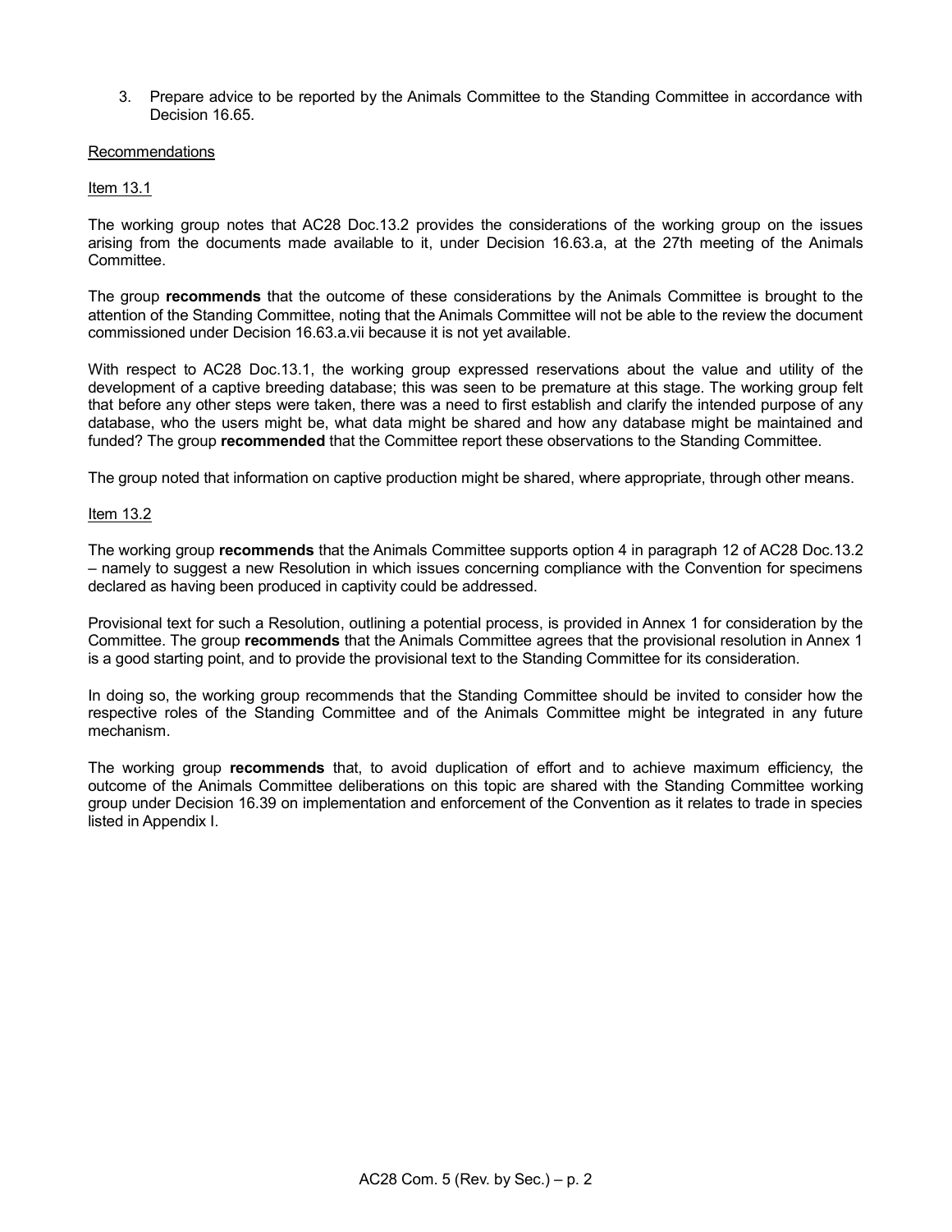3. Prepare advice to be reported by the Animals Committee to the Standing Committee in accordance with Decision 16.65.

<u>Recommendations</u>

<u>Item 13.1</u>

The working group notes that AC28 Doc.13.2 provides the considerations of the working group on the issues arising from the documents made available to it, under Decision 16.63.a, at the 27th meeting of the Animals Committee.

The group **recommends** that the outcome of these considerations by the Animals Committee is brought to the attention of the Standing Committee, noting that the Animals Committee will not be able to the review the document commissioned under Decision 16.63.a.vii because it is not yet available.

With respect to AC28 Doc.13.1, the working group expressed reservations about the value and utility of the development of a captive breeding database; this was seen to be premature at this stage. The working group felt that before any other steps were taken, there was a need to first establish and clarify the intended purpose of any database, who the users might be, what data might be shared and how any database might be maintained and funded? The group **recommended** that the Committee report these observations to the Standing Committee.

The group noted that information on captive production might be shared, where appropriate, through other means.

<u>Item 13.2</u>

The working group **recommends** that the Animals Committee supports option 4 in paragraph 12 of AC28 Doc.13.2 – namely to suggest a new Resolution in which issues concerning compliance with the Convention for specimens declared as having been produced in captivity could be addressed.

Provisional text for such a Resolution, outlining a potential process, is provided in Annex 1 for consideration by the Committee. The group **recommends** that the Animals Committee agrees that the provisional resolution in Annex 1 is a good starting point, and to provide the provisional text to the Standing Committee for its consideration.

In doing so, the working group recommends that the Standing Committee should be invited to consider how the respective roles of the Standing Committee and of the Animals Committee might be integrated in any future mechanism.

The working group **recommends** that, to avoid duplication of effort and to achieve maximum efficiency, the outcome of the Animals Committee deliberations on this topic are shared with the Standing Committee working group under Decision 16.39 on implementation and enforcement of the Convention as it relates to trade in species listed in Appendix I.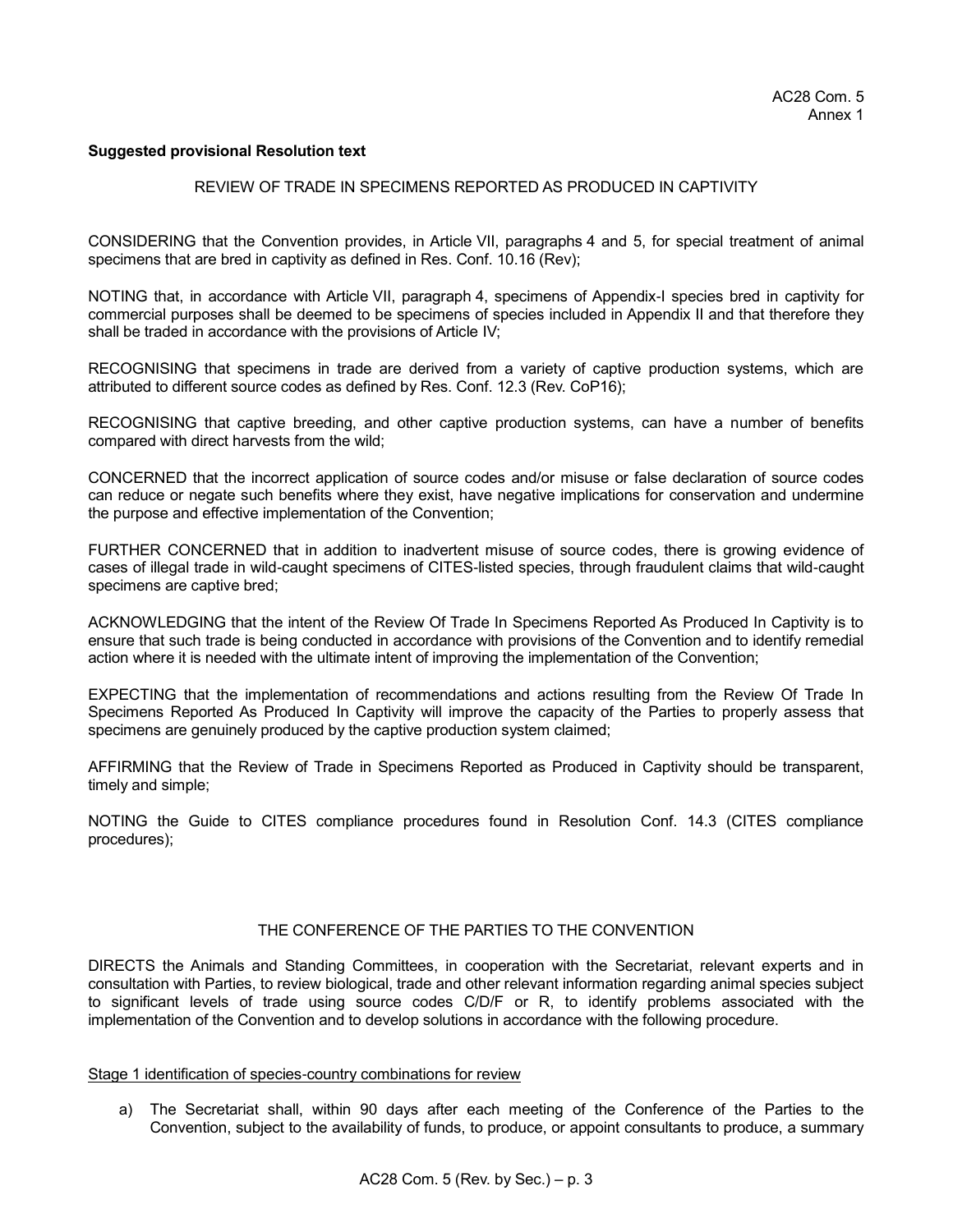AC28 Com. 5
Annex 1

**Suggested provisional Resolution text**

REVIEW OF TRADE IN SPECIMENS REPORTED AS PRODUCED IN CAPTIVITY

CONSIDERING that the Convention provides, in Article VII, paragraphs 4 and 5, for special treatment of animal specimens that are bred in captivity as defined in Res. Conf. 10.16 (Rev);

NOTING that, in accordance with Article VII, paragraph 4, specimens of Appendix-I species bred in captivity for commercial purposes shall be deemed to be specimens of species included in Appendix II and that therefore they shall be traded in accordance with the provisions of Article IV;

RECOGNISING that specimens in trade are derived from a variety of captive production systems, which are attributed to different source codes as defined by Res. Conf. 12.3 (Rev. CoP16);

RECOGNISING that captive breeding, and other captive production systems, can have a number of benefits compared with direct harvests from the wild;

CONCERNED that the incorrect application of source codes and/or misuse or false declaration of source codes can reduce or negate such benefits where they exist, have negative implications for conservation and undermine the purpose and effective implementation of the Convention;

FURTHER CONCERNED that in addition to inadvertent misuse of source codes, there is growing evidence of cases of illegal trade in wild-caught specimens of CITES-listed species, through fraudulent claims that wild-caught specimens are captive bred;

ACKNOWLEDGING that the intent of the Review Of Trade In Specimens Reported As Produced In Captivity is to ensure that such trade is being conducted in accordance with provisions of the Convention and to identify remedial action where it is needed with the ultimate intent of improving the implementation of the Convention;

EXPECTING that the implementation of recommendations and actions resulting from the Review Of Trade In Specimens Reported As Produced In Captivity will improve the capacity of the Parties to properly assess that specimens are genuinely produced by the captive production system claimed;

AFFIRMING that the Review of Trade in Specimens Reported as Produced in Captivity should be transparent, timely and simple;

NOTING the Guide to CITES compliance procedures found in Resolution Conf. 14.3 (CITES compliance procedures);

THE CONFERENCE OF THE PARTIES TO THE CONVENTION

DIRECTS the Animals and Standing Committees, in cooperation with the Secretariat, relevant experts and in consultation with Parties, to review biological, trade and other relevant information regarding animal species subject to significant levels of trade using source codes C/D/F or R, to identify problems associated with the implementation of the Convention and to develop solutions in accordance with the following procedure.

Stage 1 identification of species-country combinations for review

a) The Secretariat shall, within 90 days after each meeting of the Conference of the Parties to the Convention, subject to the availability of funds, to produce, or appoint consultants to produce, a summary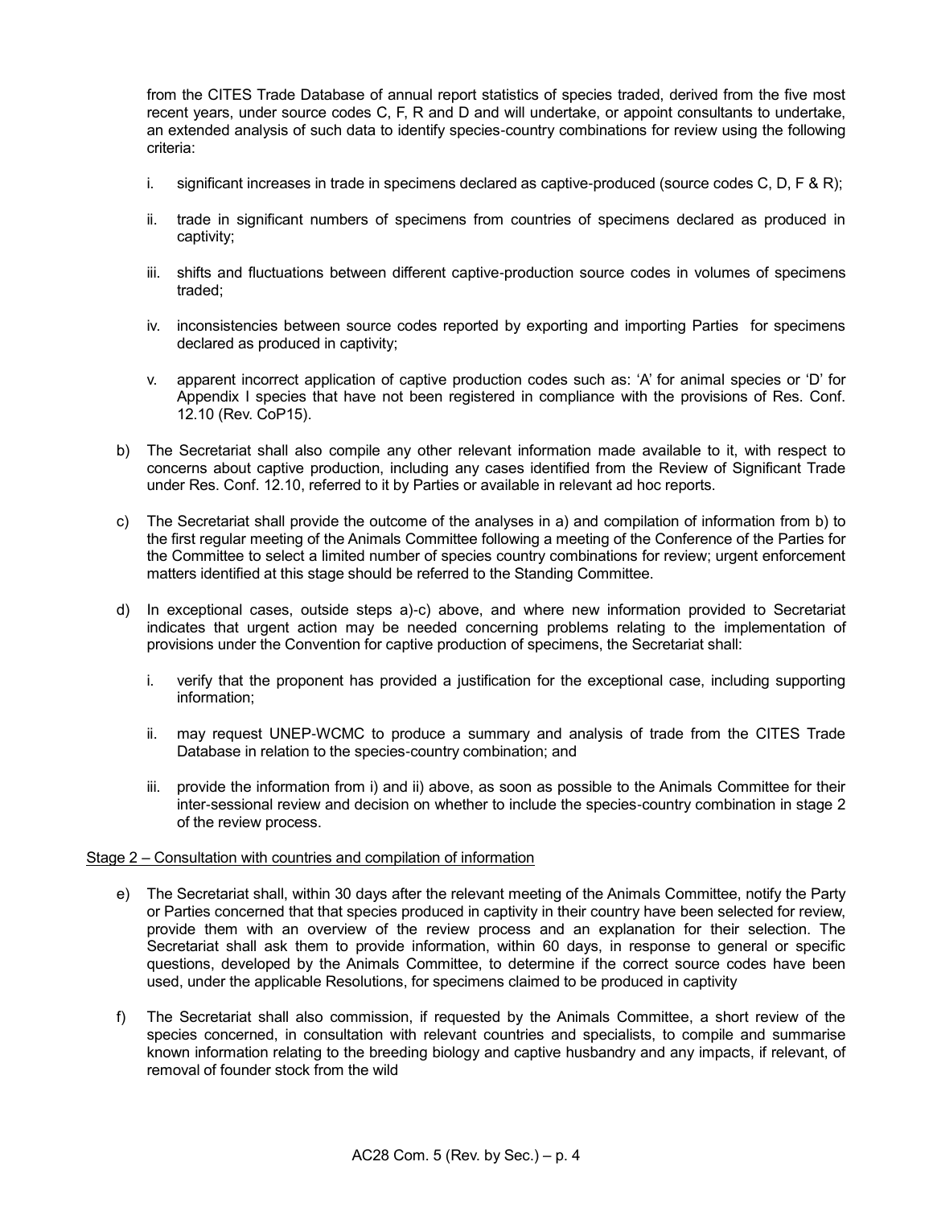from the CITES Trade Database of annual report statistics of species traded, derived from the five most recent years, under source codes C, F, R and D and will undertake, or appoint consultants to undertake, an extended analysis of such data to identify species-country combinations for review using the following criteria:

i. significant increases in trade in specimens declared as captive-produced (source codes C, D, F & R);

ii. trade in significant numbers of specimens from countries of specimens declared as produced in captivity;

iii. shifts and fluctuations between different captive-production source codes in volumes of specimens traded;

iv. inconsistencies between source codes reported by exporting and importing Parties for specimens declared as produced in captivity;

v. apparent incorrect application of captive production codes such as: 'A' for animal species or 'D' for Appendix I species that have not been registered in compliance with the provisions of Res. Conf. 12.10 (Rev. CoP15).

b) The Secretariat shall also compile any other relevant information made available to it, with respect to concerns about captive production, including any cases identified from the Review of Significant Trade under Res. Conf. 12.10, referred to it by Parties or available in relevant ad hoc reports.

c) The Secretariat shall provide the outcome of the analyses in a) and compilation of information from b) to the first regular meeting of the Animals Committee following a meeting of the Conference of the Parties for the Committee to select a limited number of species country combinations for review; urgent enforcement matters identified at this stage should be referred to the Standing Committee.

d) In exceptional cases, outside steps a)-c) above, and where new information provided to Secretariat indicates that urgent action may be needed concerning problems relating to the implementation of provisions under the Convention for captive production of specimens, the Secretariat shall:

   i. verify that the proponent has provided a justification for the exceptional case, including supporting information;

   ii. may request UNEP-WCMC to produce a summary and analysis of trade from the CITES Trade Database in relation to the species-country combination; and

   iii. provide the information from i) and ii) above, as soon as possible to the Animals Committee for their inter-sessional review and decision on whether to include the species-country combination in stage 2 of the review process.

Stage 2 – Consultation with countries and compilation of information

e) The Secretariat shall, within 30 days after the relevant meeting of the Animals Committee, notify the Party or Parties concerned that that species produced in captivity in their country have been selected for review, provide them with an overview of the review process and an explanation for their selection. The Secretariat shall ask them to provide information, within 60 days, in response to general or specific questions, developed by the Animals Committee, to determine if the correct source codes have been used, under the applicable Resolutions, for specimens claimed to be produced in captivity

f) The Secretariat shall also commission, if requested by the Animals Committee, a short review of the species concerned, in consultation with relevant countries and specialists, to compile and summarise known information relating to the breeding biology and captive husbandry and any impacts, if relevant, of removal of founder stock from the wild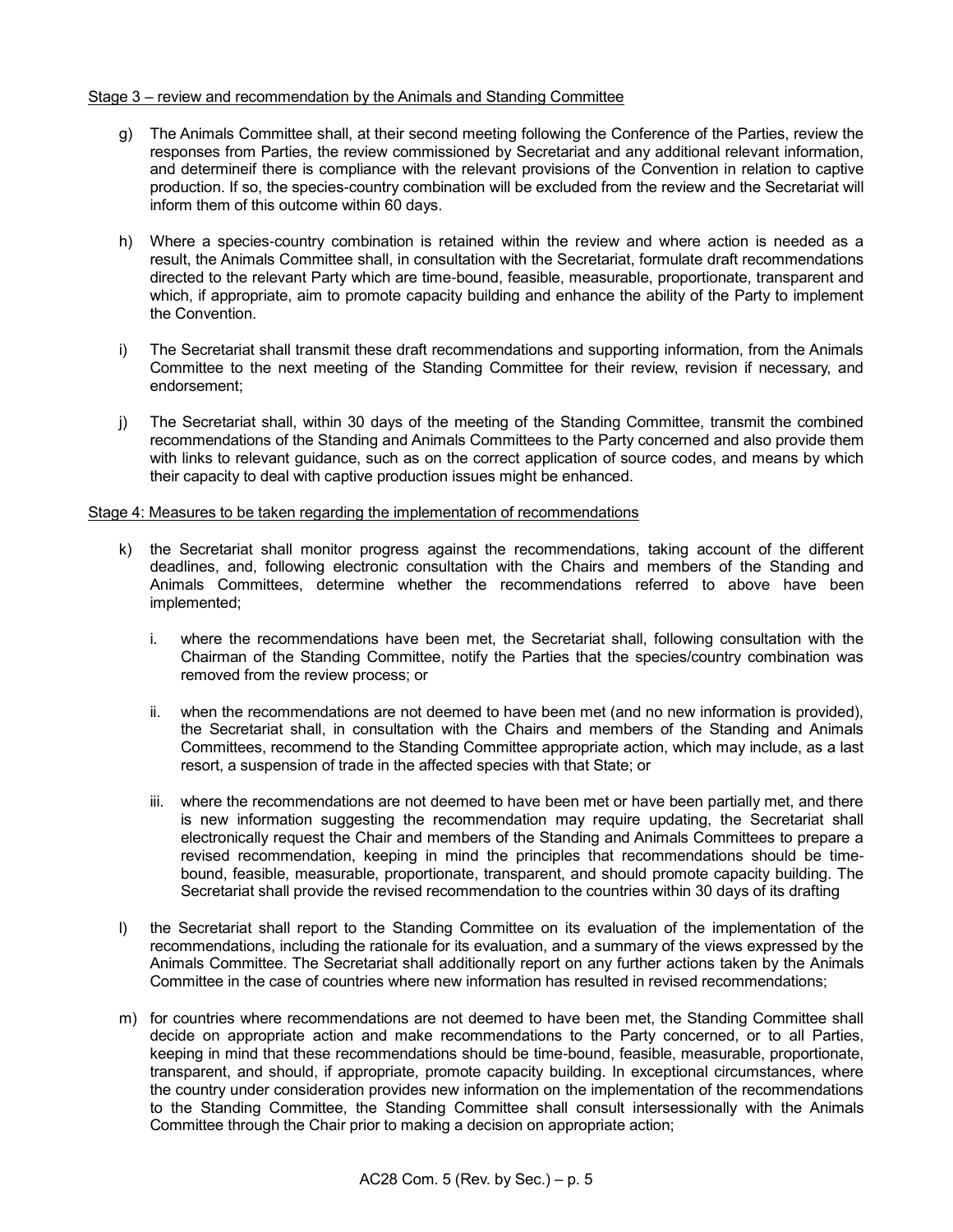Stage 3 – review and recommendation by the Animals and Standing Committee

g) The Animals Committee shall, at their second meeting following the Conference of the Parties, review the responses from Parties, the review commissioned by Secretariat and any additional relevant information, and determineif there is compliance with the relevant provisions of the Convention in relation to captive production. If so, the species-country combination will be excluded from the review and the Secretariat will inform them of this outcome within 60 days.

h) Where a species-country combination is retained within the review and where action is needed as a result, the Animals Committee shall, in consultation with the Secretariat, formulate draft recommendations directed to the relevant Party which are time-bound, feasible, measurable, proportionate, transparent and which, if appropriate, aim to promote capacity building and enhance the ability of the Party to implement the Convention.

i) The Secretariat shall transmit these draft recommendations and supporting information, from the Animals Committee to the next meeting of the Standing Committee for their review, revision if necessary, and endorsement;

j) The Secretariat shall, within 30 days of the meeting of the Standing Committee, transmit the combined recommendations of the Standing and Animals Committees to the Party concerned and also provide them with links to relevant guidance, such as on the correct application of source codes, and means by which their capacity to deal with captive production issues might be enhanced.

Stage 4: Measures to be taken regarding the implementation of recommendations

k) the Secretariat shall monitor progress against the recommendations, taking account of the different deadlines, and, following electronic consultation with the Chairs and members of the Standing and Animals Committees, determine whether the recommendations referred to above have been implemented;

   i. where the recommendations have been met, the Secretariat shall, following consultation with the Chairman of the Standing Committee, notify the Parties that the species/country combination was removed from the review process; or

   ii. when the recommendations are not deemed to have been met (and no new information is provided), the Secretariat shall, in consultation with the Chairs and members of the Standing and Animals Committees, recommend to the Standing Committee appropriate action, which may include, as a last resort, a suspension of trade in the affected species with that State; or

   iii. where the recommendations are not deemed to have been met or have been partially met, and there is new information suggesting the recommendation may require updating, the Secretariat shall electronically request the Chair and members of the Standing and Animals Committees to prepare a revised recommendation, keeping in mind the principles that recommendations should be time-bound, feasible, measurable, proportionate, transparent, and should promote capacity building. The Secretariat shall provide the revised recommendation to the countries within 30 days of its drafting

l) the Secretariat shall report to the Standing Committee on its evaluation of the implementation of the recommendations, including the rationale for its evaluation, and a summary of the views expressed by the Animals Committee. The Secretariat shall additionally report on any further actions taken by the Animals Committee in the case of countries where new information has resulted in revised recommendations;

m) for countries where recommendations are not deemed to have been met, the Standing Committee shall decide on appropriate action and make recommendations to the Party concerned, or to all Parties, keeping in mind that these recommendations should be time-bound, feasible, measurable, proportionate, transparent, and should, if appropriate, promote capacity building. In exceptional circumstances, where the country under consideration provides new information on the implementation of the recommendations to the Standing Committee, the Standing Committee shall consult intersessionally with the Animals Committee through the Chair prior to making a decision on appropriate action;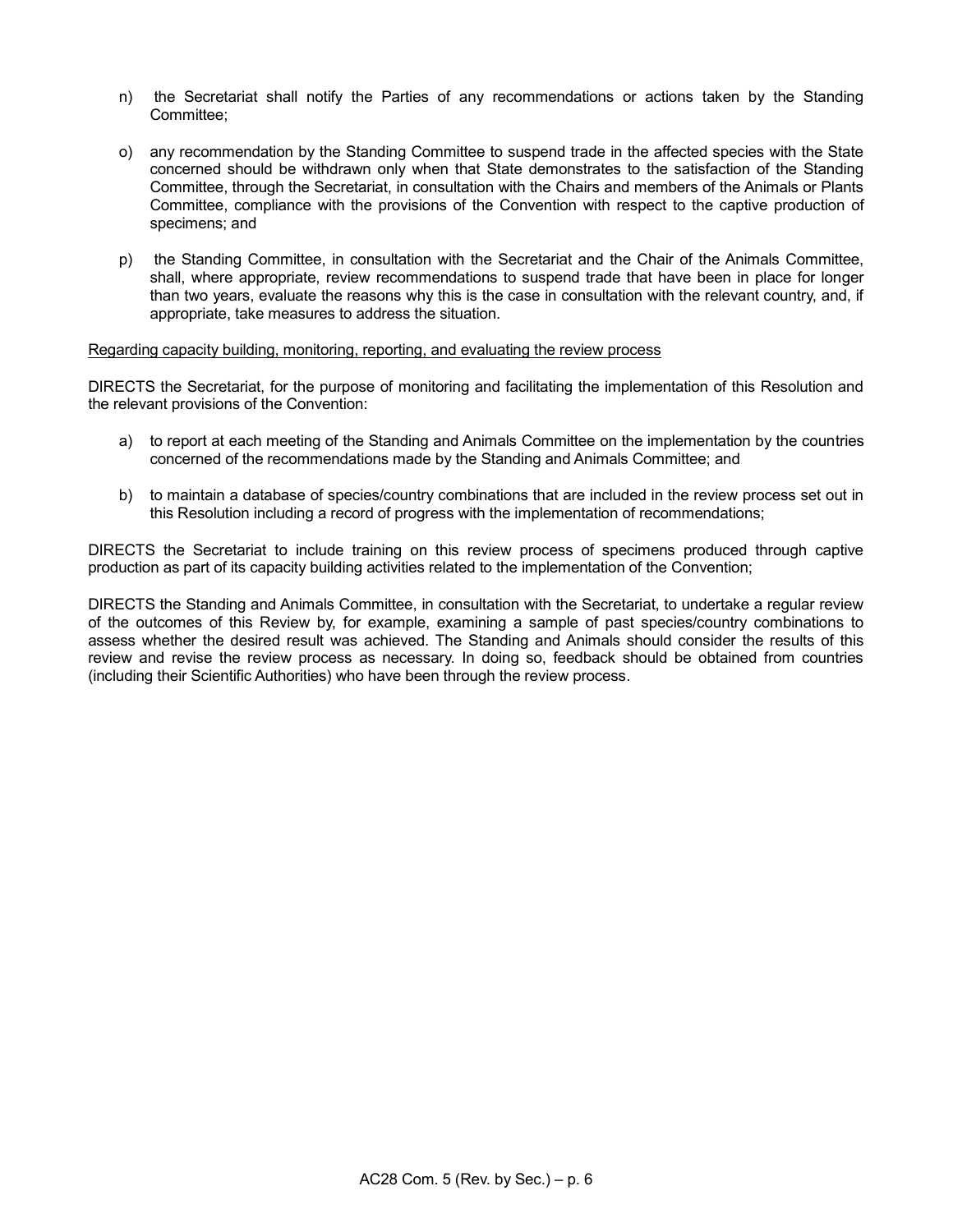n) the Secretariat shall notify the Parties of any recommendations or actions taken by the Standing Committee;

o) any recommendation by the Standing Committee to suspend trade in the affected species with the State concerned should be withdrawn only when that State demonstrates to the satisfaction of the Standing Committee, through the Secretariat, in consultation with the Chairs and members of the Animals or Plants Committee, compliance with the provisions of the Convention with respect to the captive production of specimens; and

p) the Standing Committee, in consultation with the Secretariat and the Chair of the Animals Committee, shall, where appropriate, review recommendations to suspend trade that have been in place for longer than two years, evaluate the reasons why this is the case in consultation with the relevant country, and, if appropriate, take measures to address the situation.

<u>Regarding capacity building, monitoring, reporting, and evaluating the review process</u>

DIRECTS the Secretariat, for the purpose of monitoring and facilitating the implementation of this Resolution and the relevant provisions of the Convention:

a) to report at each meeting of the Standing and Animals Committee on the implementation by the countries concerned of the recommendations made by the Standing and Animals Committee; and

b) to maintain a database of species/country combinations that are included in the review process set out in this Resolution including a record of progress with the implementation of recommendations;

DIRECTS the Secretariat to include training on this review process of specimens produced through captive production as part of its capacity building activities related to the implementation of the Convention;

DIRECTS the Standing and Animals Committee, in consultation with the Secretariat, to undertake a regular review of the outcomes of this Review by, for example, examining a sample of past species/country combinations to assess whether the desired result was achieved. The Standing and Animals should consider the results of this review and revise the review process as necessary. In doing so, feedback should be obtained from countries (including their Scientific Authorities) who have been through the review process.